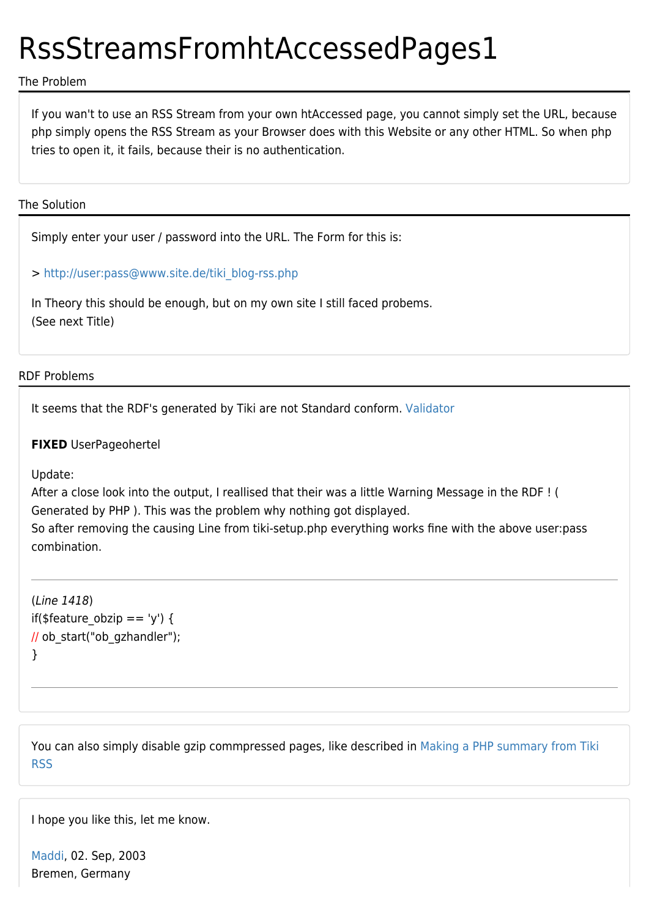# RssStreamsFromhtAccessedPages1

## The Problem

If you wan't to use an RSS Stream from your own htAccessed page, you cannot simply set the URL, because php simply opens the RSS Stream as your Browser does with this Website or any other HTML. So when php tries to open it, it fails, because their is no authentication.

## The Solution

Simply enter your user / password into the URL. The Form for this is:

> http://user:pass@www.site.de/tiki_blog-rss.php

In Theory this should be enough, but on my own site I still faced probems.
(See next Title)

## RDF Problems

It seems that the RDF's generated by Tiki are not Standard conform. Validator

**FIXED** UserPageohertel

Update:
After a close look into the output, I reallised that their was a little Warning Message in the RDF ! ( Generated by PHP ). This was the problem why nothing got displayed.
So after removing the causing Line from tiki-setup.php everything works fine with the above user:pass combination.

---

(*Line 1418*)

```
if($feature_obzip == 'y') {
// ob_start("ob_gzhandler");
}
```

---

You can also simply disable gzip commpressed pages, like described in Making a PHP summary from Tiki RSS

I hope you like this, let me know.

Maddi, 02. Sep, 2003
Bremen, Germany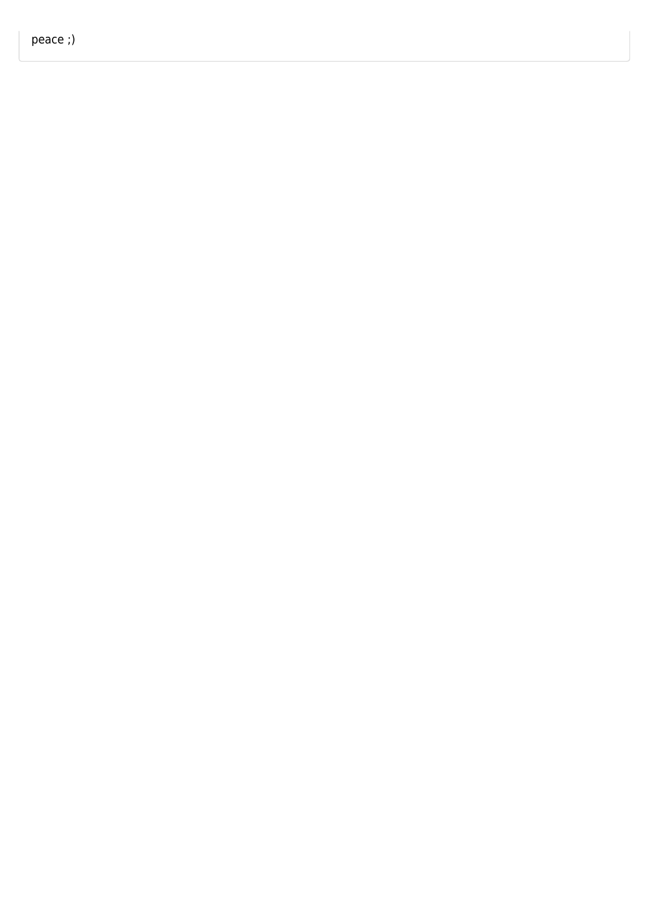peace ;)